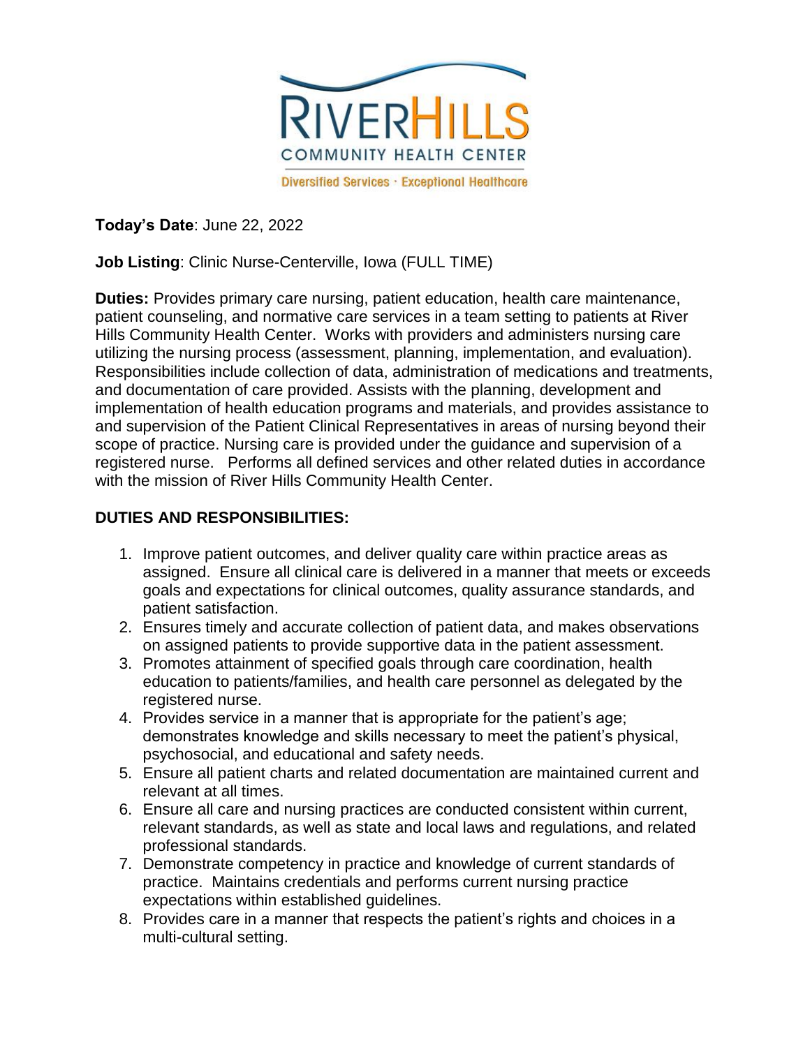RIVERHILLS
COMMUNITY HEALTH CENTER
Diversified Services · Exceptional Healthcare

**Today's Date**: June 22, 2022

**Job Listing**: Clinic Nurse-Centerville, Iowa (FULL TIME)

**Duties:** Provides primary care nursing, patient education, health care maintenance, patient counseling, and normative care services in a team setting to patients at River Hills Community Health Center. Works with providers and administers nursing care utilizing the nursing process (assessment, planning, implementation, and evaluation). Responsibilities include collection of data, administration of medications and treatments, and documentation of care provided. Assists with the planning, development and implementation of health education programs and materials, and provides assistance to and supervision of the Patient Clinical Representatives in areas of nursing beyond their scope of practice. Nursing care is provided under the guidance and supervision of a registered nurse. Performs all defined services and other related duties in accordance with the mission of River Hills Community Health Center.

## DUTIES AND RESPONSIBILITIES:

1. Improve patient outcomes, and deliver quality care within practice areas as assigned. Ensure all clinical care is delivered in a manner that meets or exceeds goals and expectations for clinical outcomes, quality assurance standards, and patient satisfaction.
2. Ensures timely and accurate collection of patient data, and makes observations on assigned patients to provide supportive data in the patient assessment.
3. Promotes attainment of specified goals through care coordination, health education to patients/families, and health care personnel as delegated by the registered nurse.
4. Provides service in a manner that is appropriate for the patient's age; demonstrates knowledge and skills necessary to meet the patient's physical, psychosocial, and educational and safety needs.
5. Ensure all patient charts and related documentation are maintained current and relevant at all times.
6. Ensure all care and nursing practices are conducted consistent within current, relevant standards, as well as state and local laws and regulations, and related professional standards.
7. Demonstrate competency in practice and knowledge of current standards of practice. Maintains credentials and performs current nursing practice expectations within established guidelines.
8. Provides care in a manner that respects the patient's rights and choices in a multi-cultural setting.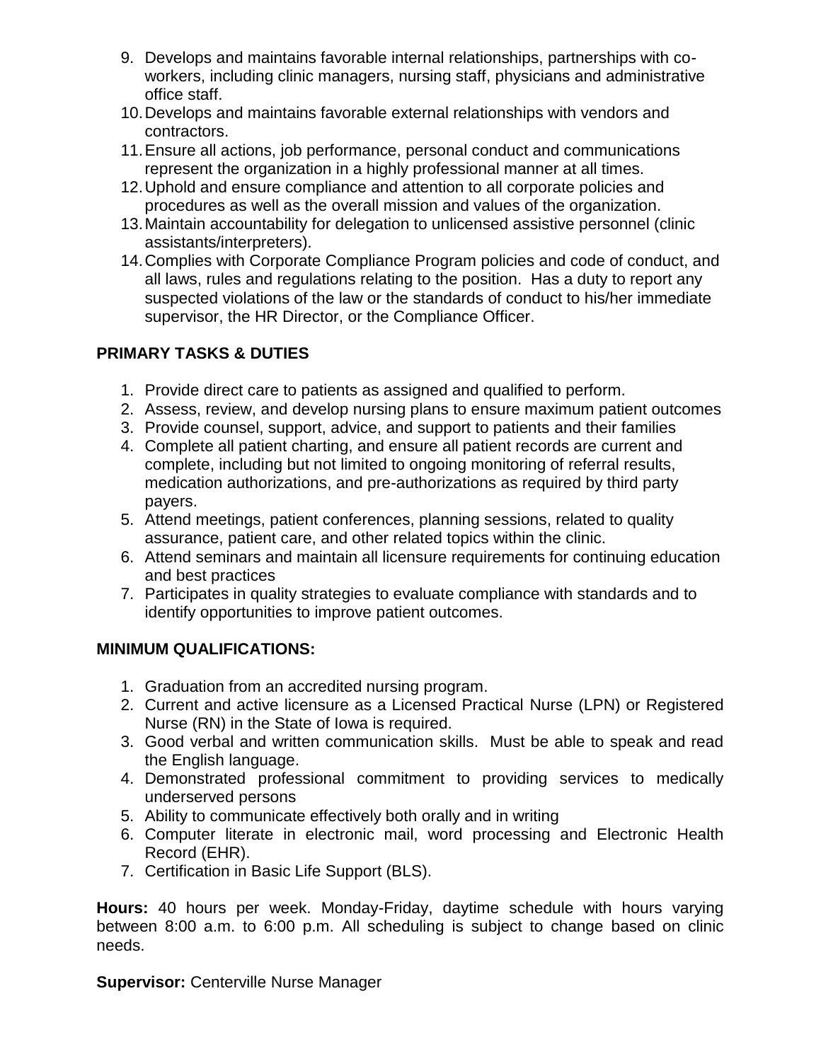9. Develops and maintains favorable internal relationships, partnerships with co-workers, including clinic managers, nursing staff, physicians and administrative office staff.
10. Develops and maintains favorable external relationships with vendors and contractors.
11. Ensure all actions, job performance, personal conduct and communications represent the organization in a highly professional manner at all times.
12. Uphold and ensure compliance and attention to all corporate policies and procedures as well as the overall mission and values of the organization.
13. Maintain accountability for delegation to unlicensed assistive personnel (clinic assistants/interpreters).
14. Complies with Corporate Compliance Program policies and code of conduct, and all laws, rules and regulations relating to the position. Has a duty to report any suspected violations of the law or the standards of conduct to his/her immediate supervisor, the HR Director, or the Compliance Officer.

**PRIMARY TASKS & DUTIES**

1. Provide direct care to patients as assigned and qualified to perform.
2. Assess, review, and develop nursing plans to ensure maximum patient outcomes
3. Provide counsel, support, advice, and support to patients and their families
4. Complete all patient charting, and ensure all patient records are current and complete, including but not limited to ongoing monitoring of referral results, medication authorizations, and pre-authorizations as required by third party payers.
5. Attend meetings, patient conferences, planning sessions, related to quality assurance, patient care, and other related topics within the clinic.
6. Attend seminars and maintain all licensure requirements for continuing education and best practices
7. Participates in quality strategies to evaluate compliance with standards and to identify opportunities to improve patient outcomes.

**MINIMUM QUALIFICATIONS:**

1. Graduation from an accredited nursing program.
2. Current and active licensure as a Licensed Practical Nurse (LPN) or Registered Nurse (RN) in the State of Iowa is required.
3. Good verbal and written communication skills. Must be able to speak and read the English language.
4. Demonstrated professional commitment to providing services to medically underserved persons
5. Ability to communicate effectively both orally and in writing
6. Computer literate in electronic mail, word processing and Electronic Health Record (EHR).
7. Certification in Basic Life Support (BLS).

**Hours:** 40 hours per week. Monday-Friday, daytime schedule with hours varying between 8:00 a.m. to 6:00 p.m. All scheduling is subject to change based on clinic needs.

**Supervisor:** Centerville Nurse Manager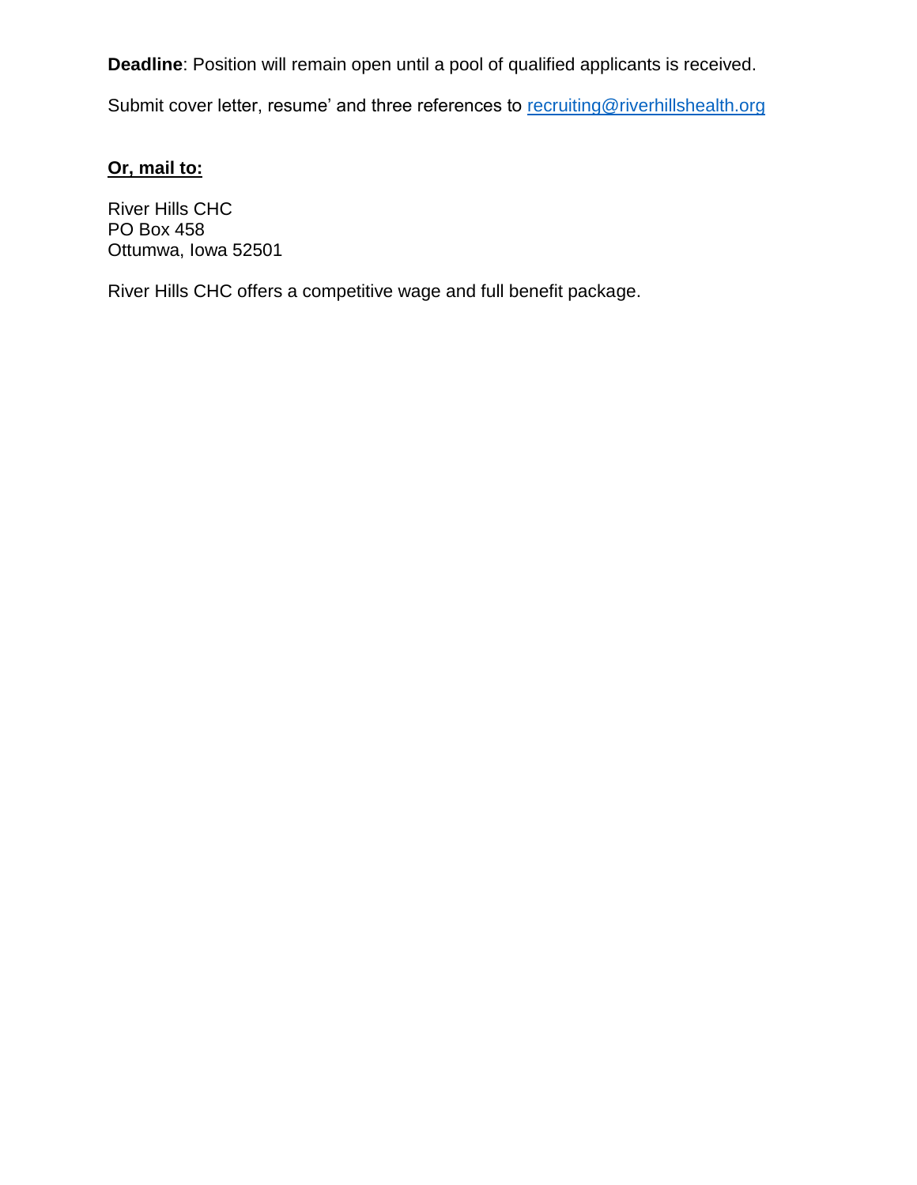**Deadline**: Position will remain open until a pool of qualified applicants is received.

Submit cover letter, resume' and three references to recruiting@riverhillshealth.org

**Or, mail to:**

River Hills CHC
PO Box 458
Ottumwa, Iowa 52501

River Hills CHC offers a competitive wage and full benefit package.